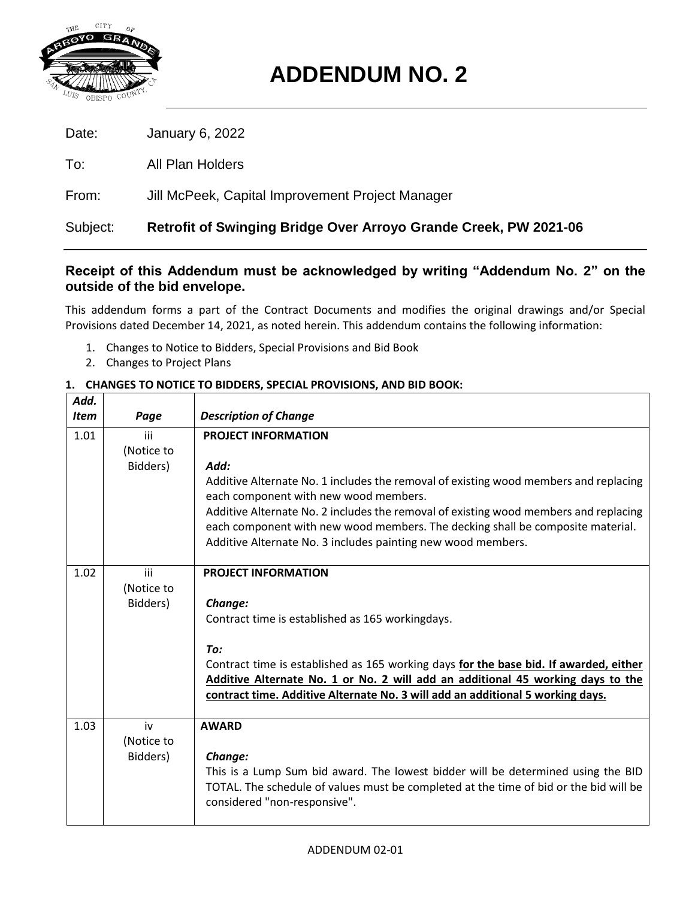# ADDENDUM NO. 2

Date: January 6, 2022

To: All Plan Holders

From: Jill McPeek, Capital Improvement Project Manager

Subject: **Retrofit of Swinging Bridge Over Arroyo Grande Creek, PW 2021-06**

**Receipt of this Addendum must be acknowledged by writing "Addendum No. 2" on the outside of the bid envelope.**

This addendum forms a part of the Contract Documents and modifies the original drawings and/or Special Provisions dated December 14, 2021, as noted herein. This addendum contains the following information:

1. Changes to Notice to Bidders, Special Provisions and Bid Book
2. Changes to Project Plans

**1. CHANGES TO NOTICE TO BIDDERS, SPECIAL PROVISIONS, AND BID BOOK:**

| *Add. Item* | *Page* | *Description of Change* |
|---|---|---|
| 1.01 | iii (Notice to Bidders) | **PROJECT INFORMATION**<br><br>***Add:***<br>Additive Alternate No. 1 includes the removal of existing wood members and replacing each component with new wood members.<br>Additive Alternate No. 2 includes the removal of existing wood members and replacing each component with new wood members. The decking shall be composite material.<br>Additive Alternate No. 3 includes painting new wood members. |
| 1.02 | iii (Notice to Bidders) | **PROJECT INFORMATION**<br><br>***Change:***<br>Contract time is established as 165 workingdays.<br><br>***To:***<br>Contract time is established as 165 working days **for the base bid. If awarded, either Additive Alternate No. 1 or No. 2 will add an additional 45 working days to the contract time. Additive Alternate No. 3 will add an additional 5 working days.** |
| 1.03 | iv (Notice to Bidders) | **AWARD**<br><br>***Change:***<br>This is a Lump Sum bid award. The lowest bidder will be determined using the BID TOTAL. The schedule of values must be completed at the time of bid or the bid will be considered "non-responsive". |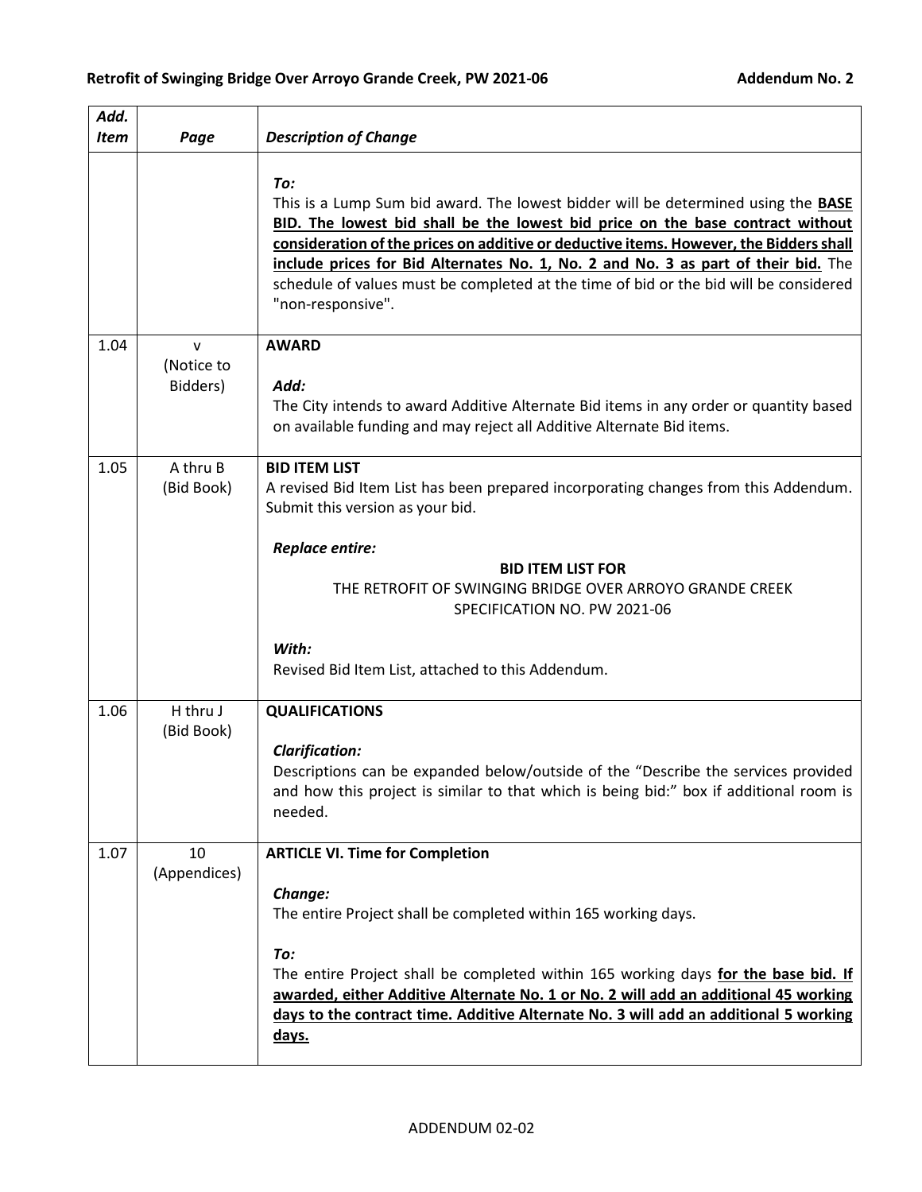| Add. Item | Page | Description of Change |
|---|---|---|
| | | ***To:*** This is a Lump Sum bid award. The lowest bidder will be determined using the **BASE BID. The lowest bid shall be the lowest bid price on the base contract without consideration of the prices on additive or deductive items. However, the Bidders shall include prices for Bid Alternates No. 1, No. 2 and No. 3 as part of their bid.** The schedule of values must be completed at the time of bid or the bid will be considered "non-responsive". |
| 1.04 | v (Notice to Bidders) | **AWARD** <br><br> ***Add:*** The City intends to award Additive Alternate Bid items in any order or quantity based on available funding and may reject all Additive Alternate Bid items. |
| 1.05 | A thru B (Bid Book) | **BID ITEM LIST** <br> A revised Bid Item List has been prepared incorporating changes from this Addendum. Submit this version as your bid. <br><br> ***Replace entire:*** <br> **BID ITEM LIST FOR** <br> THE RETROFIT OF SWINGING BRIDGE OVER ARROYO GRANDE CREEK <br> SPECIFICATION NO. PW 2021-06 <br><br> ***With:*** <br> Revised Bid Item List, attached to this Addendum. |
| 1.06 | H thru J (Bid Book) | **QUALIFICATIONS** <br><br> ***Clarification:*** <br> Descriptions can be expanded below/outside of the "Describe the services provided and how this project is similar to that which is being bid:" box if additional room is needed. |
| 1.07 | 10 (Appendices) | **ARTICLE VI. Time for Completion** <br><br> ***Change:*** <br> The entire Project shall be completed within 165 working days. <br><br> ***To:*** <br> The entire Project shall be completed within 165 working days **for the base bid. If awarded, either Additive Alternate No. 1 or No. 2 will add an additional 45 working days to the contract time. Additive Alternate No. 3 will add an additional 5 working days.** |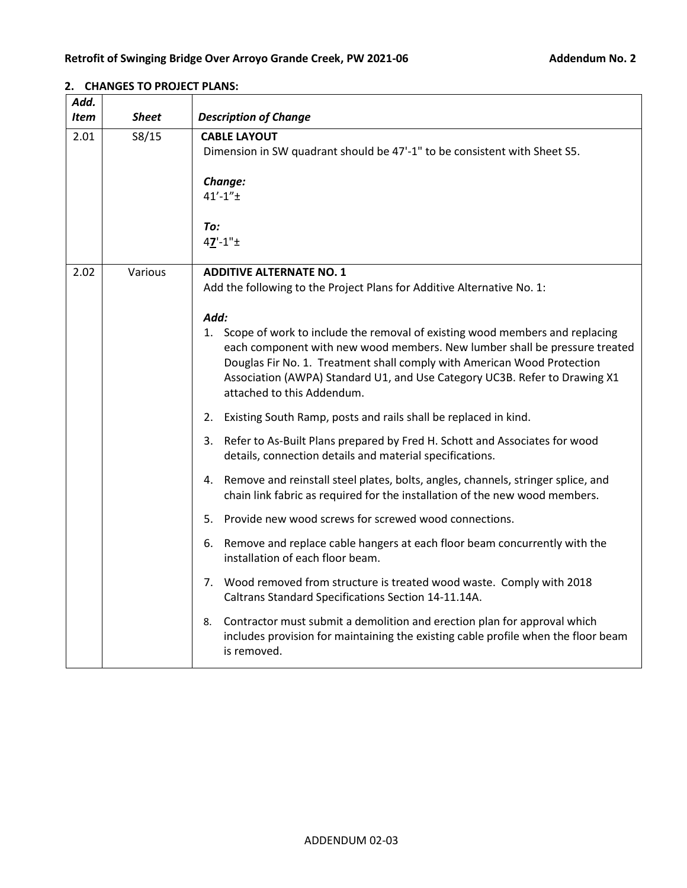## 2. CHANGES TO PROJECT PLANS:

| Add. Item | Sheet | Description of Change |
|---|---|---|
| 2.01 | S8/15 | **CABLE LAYOUT**<br>Dimension in SW quadrant should be 47'-1" to be consistent with Sheet S5.<br><br>***Change:***<br>41'-1"±<br><br>***To:***<br>4**7**'-1"± |
| 2.02 | Various | **ADDITIVE ALTERNATE NO. 1**<br>Add the following to the Project Plans for Additive Alternative No. 1:<br><br>***Add:***<br>1. Scope of work to include the removal of existing wood members and replacing each component with new wood members. New lumber shall be pressure treated Douglas Fir No. 1. Treatment shall comply with American Wood Protection Association (AWPA) Standard U1, and Use Category UC3B. Refer to Drawing X1 attached to this Addendum.<br>2. Existing South Ramp, posts and rails shall be replaced in kind.<br>3. Refer to As-Built Plans prepared by Fred H. Schott and Associates for wood details, connection details and material specifications.<br>4. Remove and reinstall steel plates, bolts, angles, channels, stringer splice, and chain link fabric as required for the installation of the new wood members.<br>5. Provide new wood screws for screwed wood connections.<br>6. Remove and replace cable hangers at each floor beam concurrently with the installation of each floor beam.<br>7. Wood removed from structure is treated wood waste. Comply with 2018 Caltrans Standard Specifications Section 14-11.14A.<br>8. Contractor must submit a demolition and erection plan for approval which includes provision for maintaining the existing cable profile when the floor beam is removed. |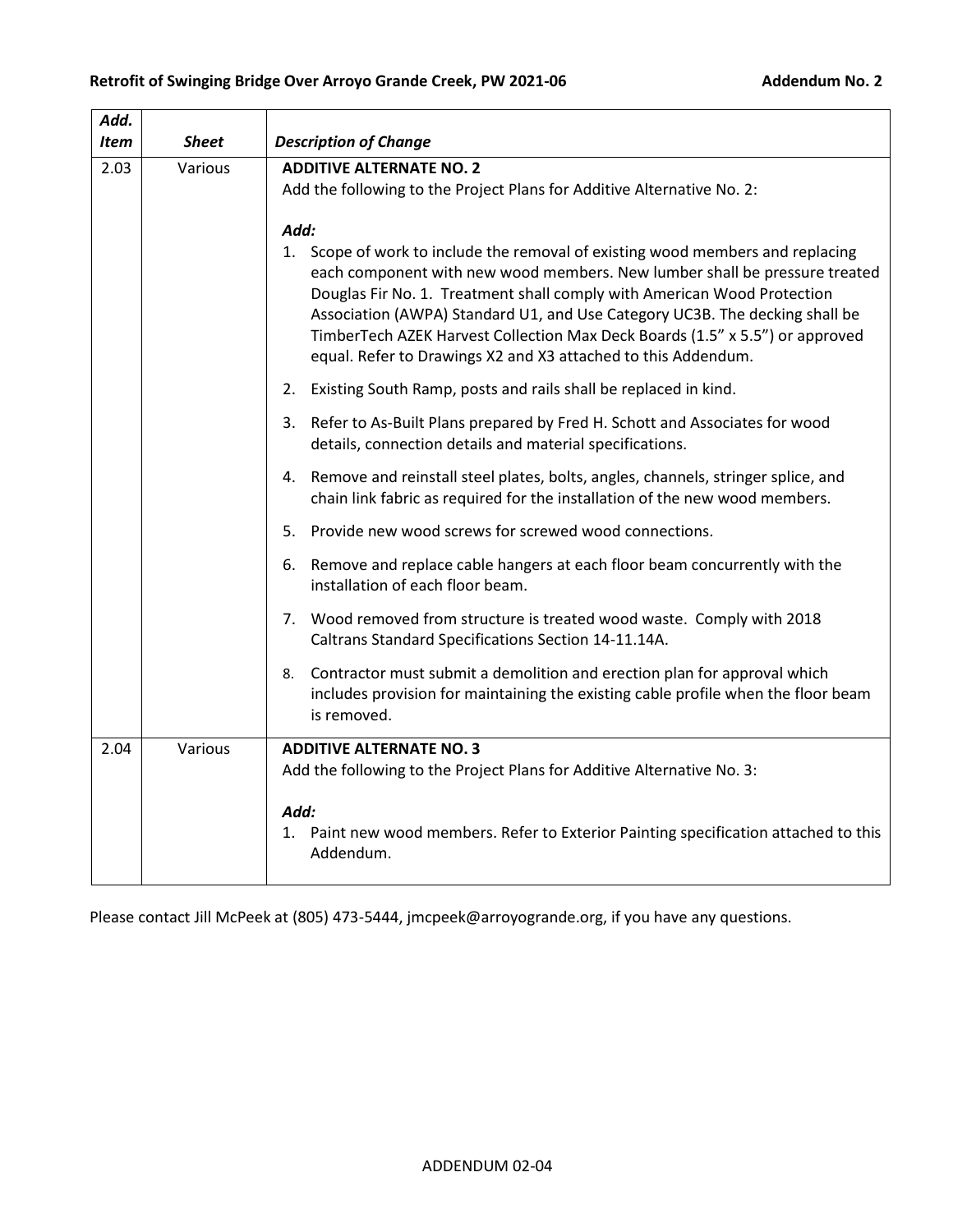| Add. Item | Sheet | Description of Change |
|---|---|---|
| 2.03 | Various | **ADDITIVE ALTERNATE NO. 2**<br>Add the following to the Project Plans for Additive Alternative No. 2:<br><br>***Add:***<br>1. Scope of work to include the removal of existing wood members and replacing each component with new wood members. New lumber shall be pressure treated Douglas Fir No. 1. Treatment shall comply with American Wood Protection Association (AWPA) Standard U1, and Use Category UC3B. The decking shall be TimberTech AZEK Harvest Collection Max Deck Boards (1.5" x 5.5") or approved equal. Refer to Drawings X2 and X3 attached to this Addendum.<br>2. Existing South Ramp, posts and rails shall be replaced in kind.<br>3. Refer to As-Built Plans prepared by Fred H. Schott and Associates for wood details, connection details and material specifications.<br>4. Remove and reinstall steel plates, bolts, angles, channels, stringer splice, and chain link fabric as required for the installation of the new wood members.<br>5. Provide new wood screws for screwed wood connections.<br>6. Remove and replace cable hangers at each floor beam concurrently with the installation of each floor beam.<br>7. Wood removed from structure is treated wood waste. Comply with 2018 Caltrans Standard Specifications Section 14-11.14A.<br>8. Contractor must submit a demolition and erection plan for approval which includes provision for maintaining the existing cable profile when the floor beam is removed. |
| 2.04 | Various | **ADDITIVE ALTERNATE NO. 3**<br>Add the following to the Project Plans for Additive Alternative No. 3:<br><br>***Add:***<br>1. Paint new wood members. Refer to Exterior Painting specification attached to this Addendum. |

Please contact Jill McPeek at (805) 473-5444, jmcpeek@arroyogrande.org, if you have any questions.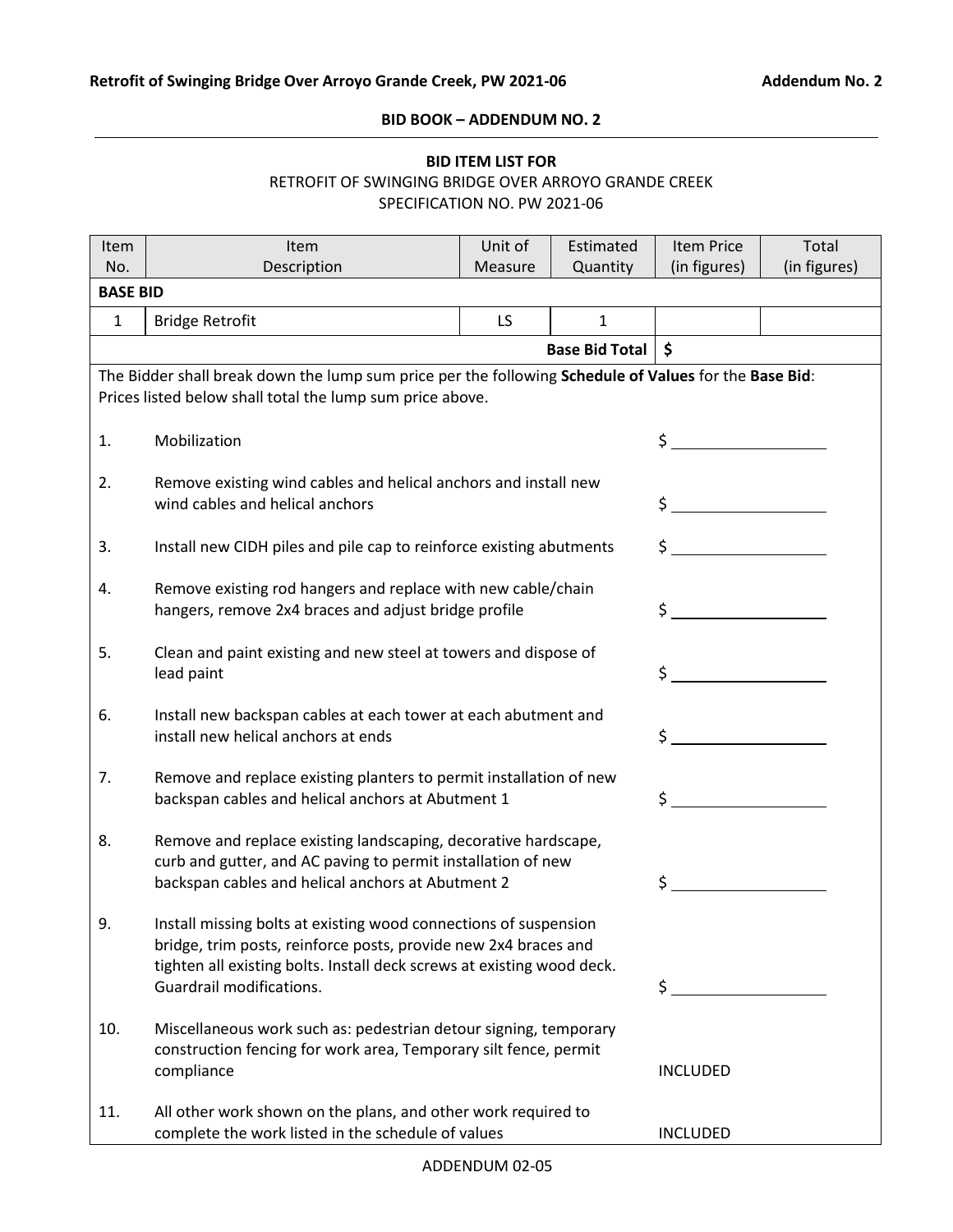**BID BOOK – ADDENDUM NO. 2**

**BID ITEM LIST FOR**
RETROFIT OF SWINGING BRIDGE OVER ARROYO GRANDE CREEK
SPECIFICATION NO. PW 2021-06

| Item No. | Item Description | Unit of Measure | Estimated Quantity | Item Price (in figures) | Total (in figures) |
|---|---|---|---|---|---|
| **BASE BID** | | | | | |
| 1 | Bridge Retrofit | LS | 1 | | |
| | | | **Base Bid Total** | $ | |

The Bidder shall break down the lump sum price per the following **Schedule of Values** for the **Base Bid**: Prices listed below shall total the lump sum price above.

| | | |
|---|---|---|
| 1. | Mobilization | $ ________ |
| 2. | Remove existing wind cables and helical anchors and install new wind cables and helical anchors | $ ________ |
| 3. | Install new CIDH piles and pile cap to reinforce existing abutments | $ ________ |
| 4. | Remove existing rod hangers and replace with new cable/chain hangers, remove 2x4 braces and adjust bridge profile | $ ________ |
| 5. | Clean and paint existing and new steel at towers and dispose of lead paint | $ ________ |
| 6. | Install new backspan cables at each tower at each abutment and install new helical anchors at ends | $ ________ |
| 7. | Remove and replace existing planters to permit installation of new backspan cables and helical anchors at Abutment 1 | $ ________ |
| 8. | Remove and replace existing landscaping, decorative hardscape, curb and gutter, and AC paving to permit installation of new backspan cables and helical anchors at Abutment 2 | $ ________ |
| 9. | Install missing bolts at existing wood connections of suspension bridge, trim posts, reinforce posts, provide new 2x4 braces and tighten all existing bolts. Install deck screws at existing wood deck. Guardrail modifications. | $ ________ |
| 10. | Miscellaneous work such as: pedestrian detour signing, temporary construction fencing for work area, Temporary silt fence, permit compliance | INCLUDED |
| 11. | All other work shown on the plans, and other work required to complete the work listed in the schedule of values | INCLUDED |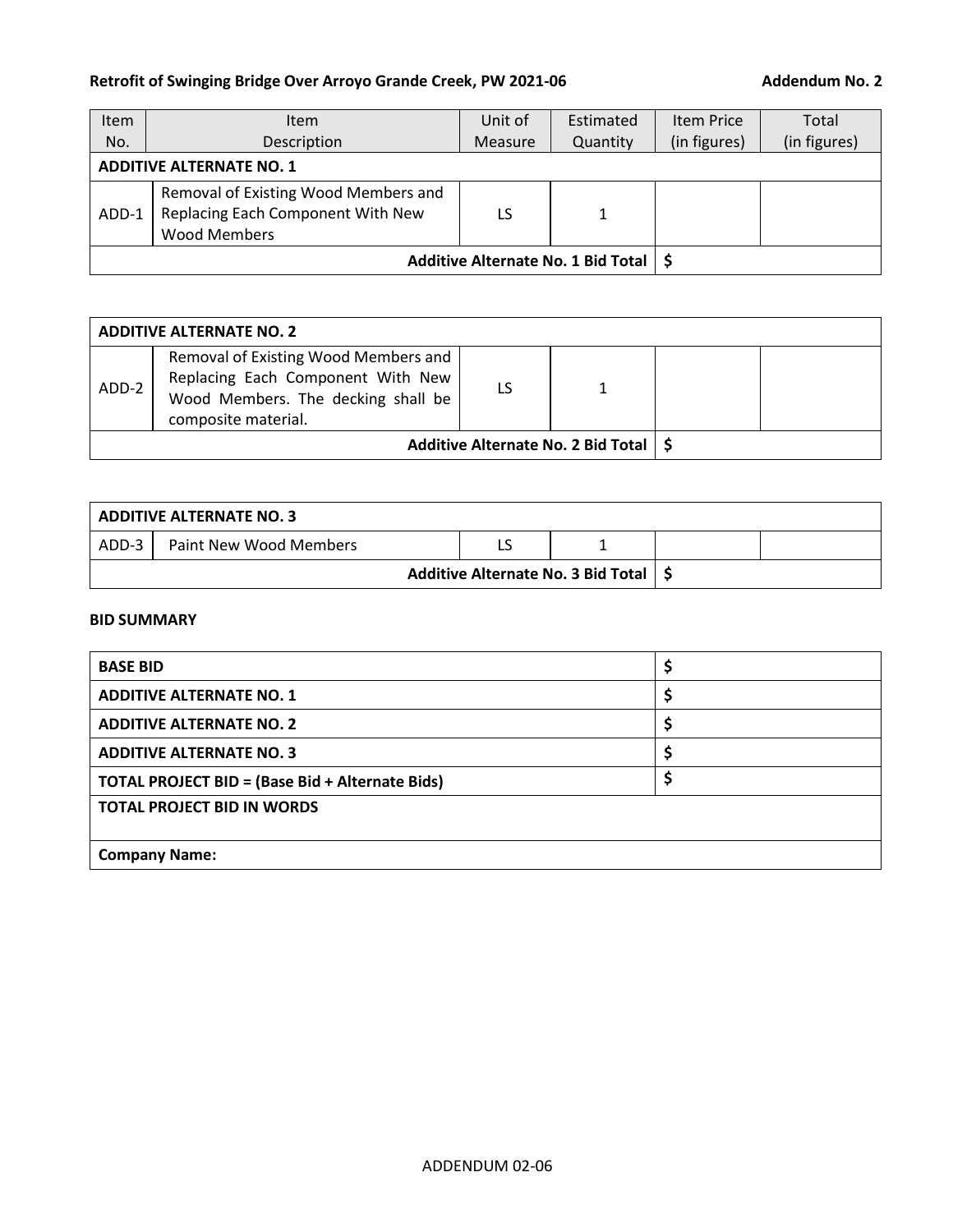**Retrofit of Swinging Bridge Over Arroyo Grande Creek, PW 2021-06** **Addendum No. 2**

| Item No. | Item Description | Unit of Measure | Estimated Quantity | Item Price (in figures) | Total (in figures) |
|---|---|---|---|---|---|
| **ADDITIVE ALTERNATE NO. 1** | | | | | |
| ADD-1 | Removal of Existing Wood Members and Replacing Each Component With New Wood Members | LS | 1 | | |
| | | | **Additive Alternate No. 1 Bid Total** | $ | |

| **ADDITIVE ALTERNATE NO. 2** | | | | | |
|---|---|---|---|---|---|
| ADD-2 | Removal of Existing Wood Members and Replacing Each Component With New Wood Members. The decking shall be composite material. | LS | 1 | | |
| | | | **Additive Alternate No. 2 Bid Total** | $ | |

| **ADDITIVE ALTERNATE NO. 3** | | | | | |
|---|---|---|---|---|---|
| ADD-3 | Paint New Wood Members | LS | 1 | | |
| | | | **Additive Alternate No. 3 Bid Total** | $ | |

**BID SUMMARY**

| **BASE BID** | $ |
|---|---|
| **ADDITIVE ALTERNATE NO. 1** | $ |
| **ADDITIVE ALTERNATE NO. 2** | $ |
| **ADDITIVE ALTERNATE NO. 3** | $ |
| **TOTAL PROJECT BID = (Base Bid + Alternate Bids)** | $ |
| **TOTAL PROJECT BID IN WORDS** | |
| **Company Name:** | |

ADDENDUM 02-06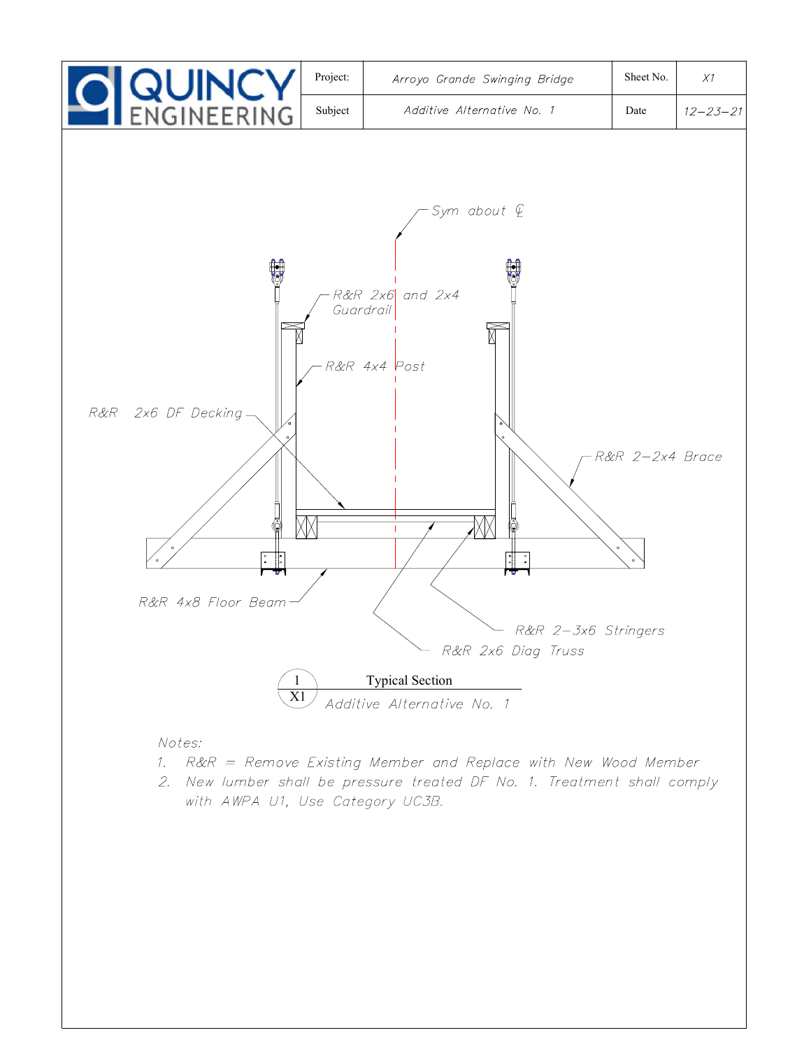| QUINCY ENGINEERING | Project: | Arroyo Grande Swinging Bridge | Sheet No. | X1 |
|---|---|---|---|---|
| | Subject | Additive Alternative No. 1 | Date | 12-23-21 |

Sym about ℄

R&R 2x6 and 2x4 Guardrail

R&R 4x4 Post

R&R 2x6 DF Decking

R&R 2-2x4 Brace

R&R 4x8 Floor Beam

R&R 2-3x6 Stringers

R&R 2x6 Diag Truss

**1 / X1 — Typical Section**

*Additive Alternative No. 1*

Notes:

1. R&R = Remove Existing Member and Replace with New Wood Member
2. New lumber shall be pressure treated DF No. 1. Treatment shall comply with AWPA U1, Use Category UC3B.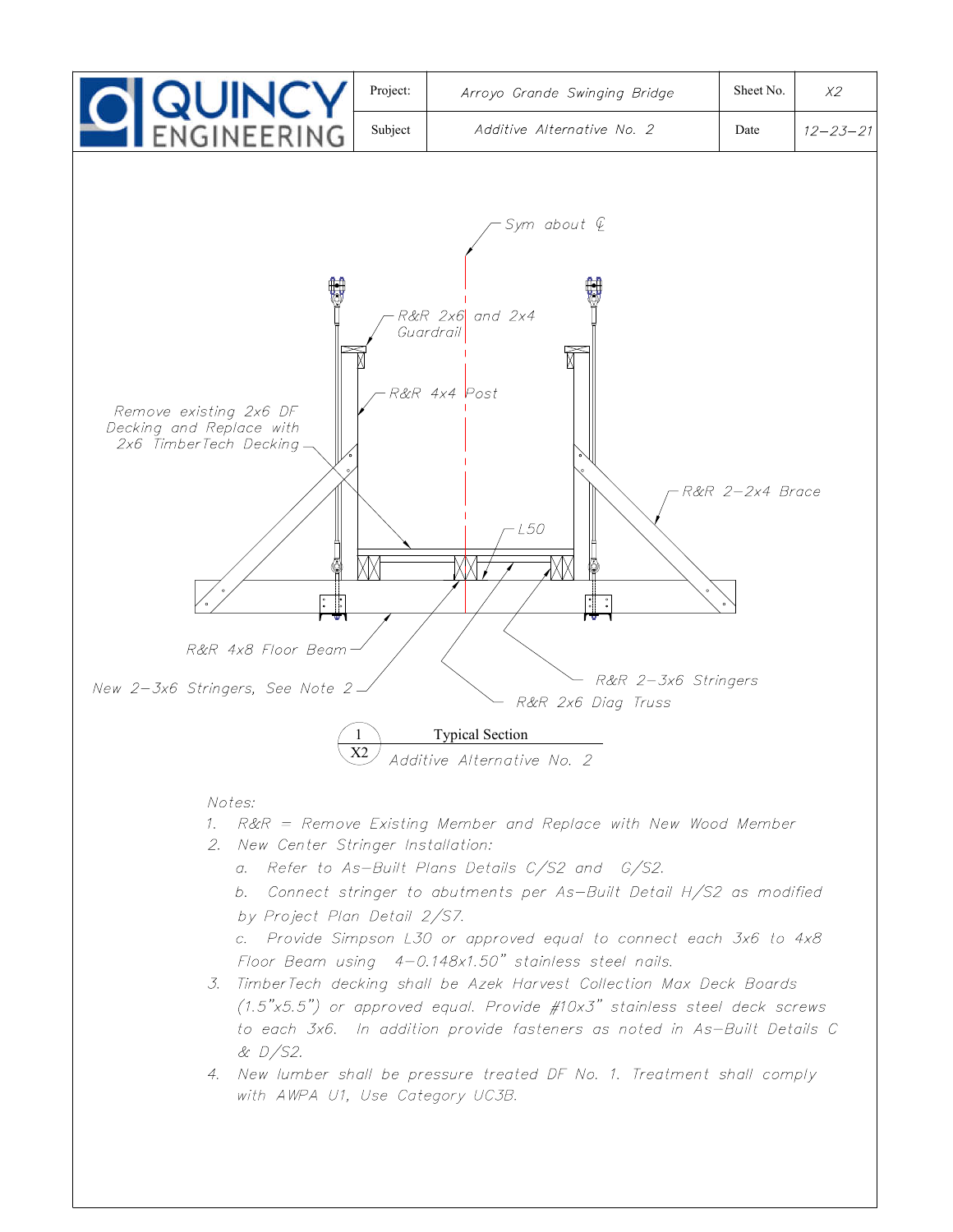| QUINCY ENGINEERING | Project: | Arroyo Grande Swinging Bridge | Sheet No. | X2 |
|---|---|---|---|---|
| | Subject | Additive Alternative No. 2 | Date | 12–23–21 |

Sym about ℄

R&R 2x6 and 2x4 Guardrail

R&R 4x4 Post

Remove existing 2x6 DF Decking and Replace with 2x6 TimberTech Decking

R&R 2–2x4 Brace

L50

R&R 4x8 Floor Beam

New 2–3x6 Stringers, See Note 2

R&R 2–3x6 Stringers

R&R 2x6 Diag Truss

**1/X2 Typical Section**
*Additive Alternative No. 2*

Notes:

1. R&R = Remove Existing Member and Replace with New Wood Member
2. New Center Stringer Installation:
   a. Refer to As–Built Plans Details C/S2 and G/S2.
   b. Connect stringer to abutments per As–Built Detail H/S2 as modified by Project Plan Detail 2/S7.
   c. Provide Simpson L30 or approved equal to connect each 3x6 to 4x8 Floor Beam using 4–0.148x1.50" stainless steel nails.
3. TimberTech decking shall be Azek Harvest Collection Max Deck Boards (1.5"x5.5") or approved equal. Provide #10x3" stainless steel deck screws to each 3x6. In addition provide fasteners as noted in As–Built Details C & D/S2.
4. New lumber shall be pressure treated DF No. 1. Treatment shall comply with AWPA U1, Use Category UC3B.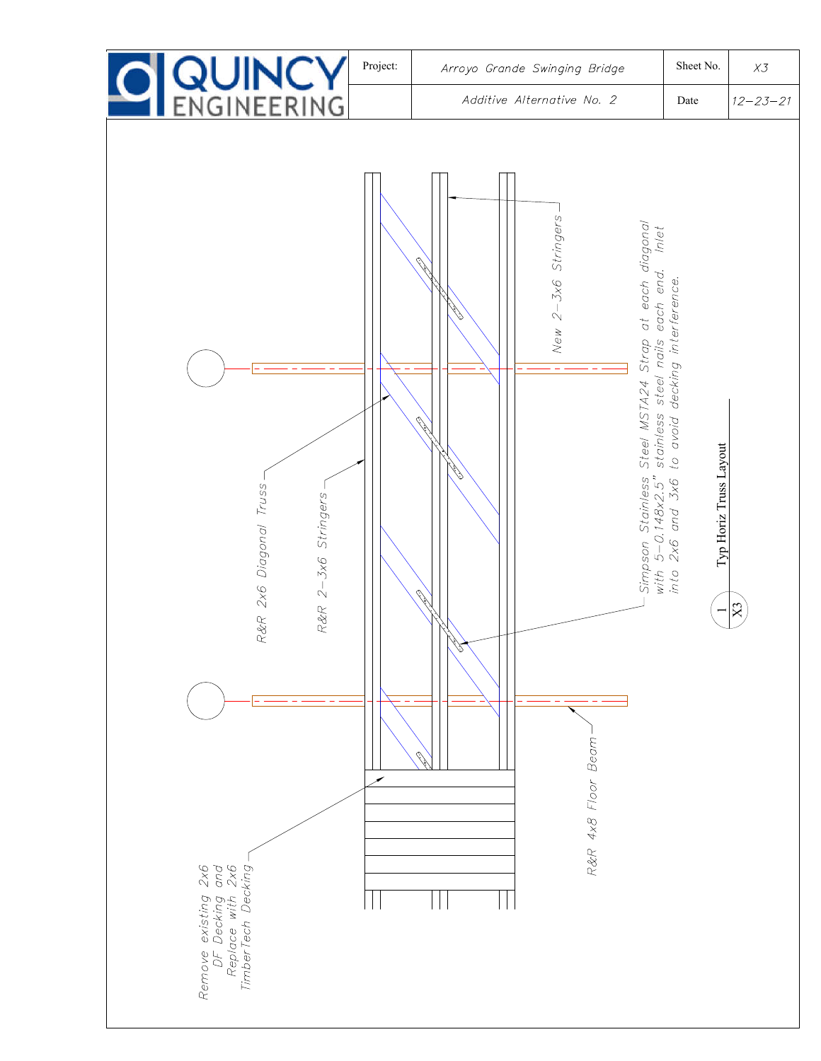| | Project: | Arroyo Grande Swinging Bridge | Sheet No. | X3 |
|---|---|---|---|---|
| QUINCY ENGINEERING | | Additive Alternative No. 2 | Date | 12-23-21 |

New 2-3x6 Stringers

Simpson Stainless Steel MSTA24 Strap at each diagonal with 5-0.148x2.5" stainless steel nails each end. Inlet into 2x6 and 3x6 to avoid decking interference.

R&R 2x6 Diagonal Truss

R&R 2-3x6 Stringers

R&R 4x8 Floor Beam

Remove existing 2x6 DF Decking and Replace with 2x6 TimberTech Decking

1/X3 Typ Horiz Truss Layout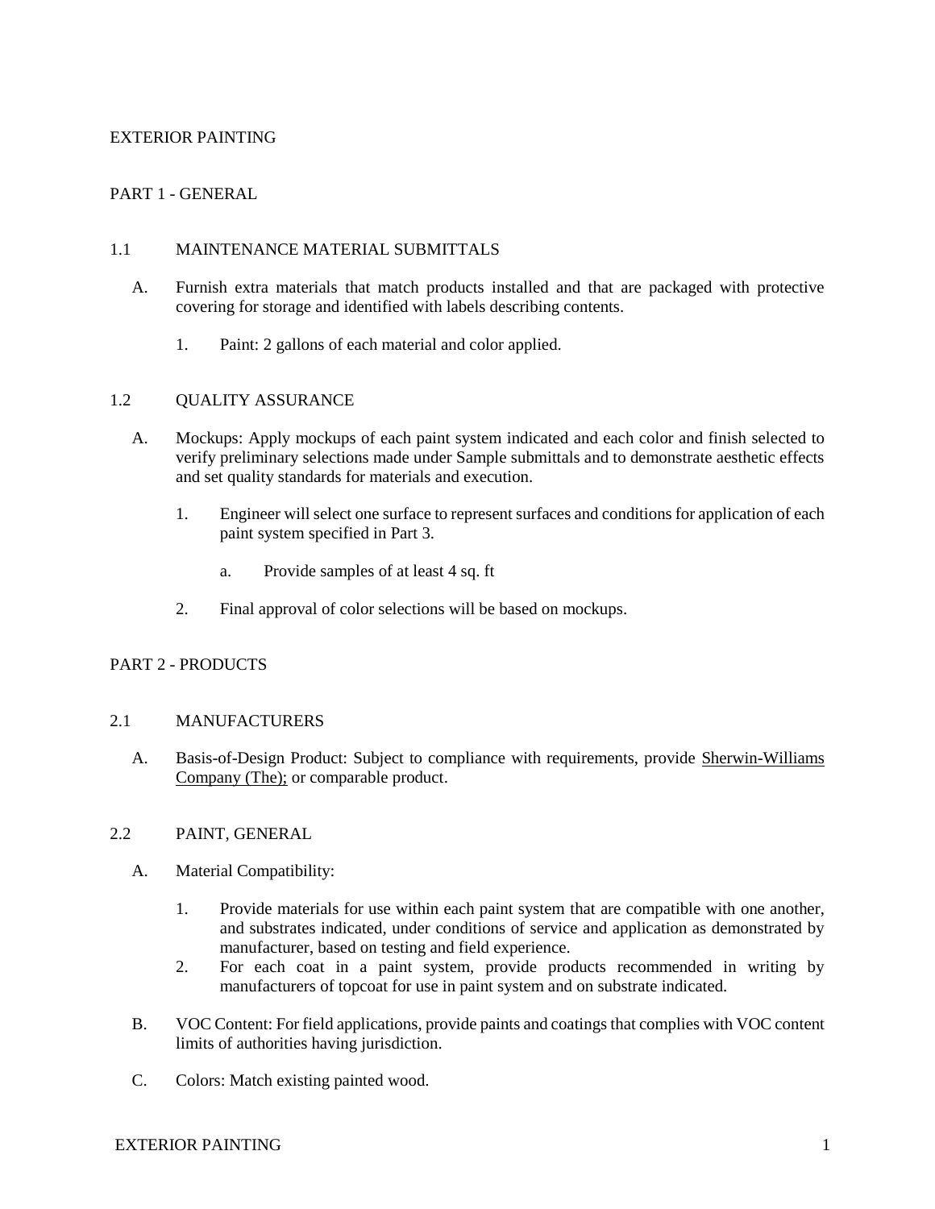# EXTERIOR PAINTING

## PART 1 - GENERAL

### 1.1 MAINTENANCE MATERIAL SUBMITTALS

A. Furnish extra materials that match products installed and that are packaged with protective covering for storage and identified with labels describing contents.

1. Paint: 2 gallons of each material and color applied.

### 1.2 QUALITY ASSURANCE

A. Mockups: Apply mockups of each paint system indicated and each color and finish selected to verify preliminary selections made under Sample submittals and to demonstrate aesthetic effects and set quality standards for materials and execution.

1. Engineer will select one surface to represent surfaces and conditions for application of each paint system specified in Part 3.

   a. Provide samples of at least 4 sq. ft

2. Final approval of color selections will be based on mockups.

## PART 2 - PRODUCTS

### 2.1 MANUFACTURERS

A. Basis-of-Design Product: Subject to compliance with requirements, provide Sherwin-Williams Company (The); or comparable product.

### 2.2 PAINT, GENERAL

A. Material Compatibility:

1. Provide materials for use within each paint system that are compatible with one another, and substrates indicated, under conditions of service and application as demonstrated by manufacturer, based on testing and field experience.
2. For each coat in a paint system, provide products recommended in writing by manufacturers of topcoat for use in paint system and on substrate indicated.

B. VOC Content: For field applications, provide paints and coatings that complies with VOC content limits of authorities having jurisdiction.

C. Colors: Match existing painted wood.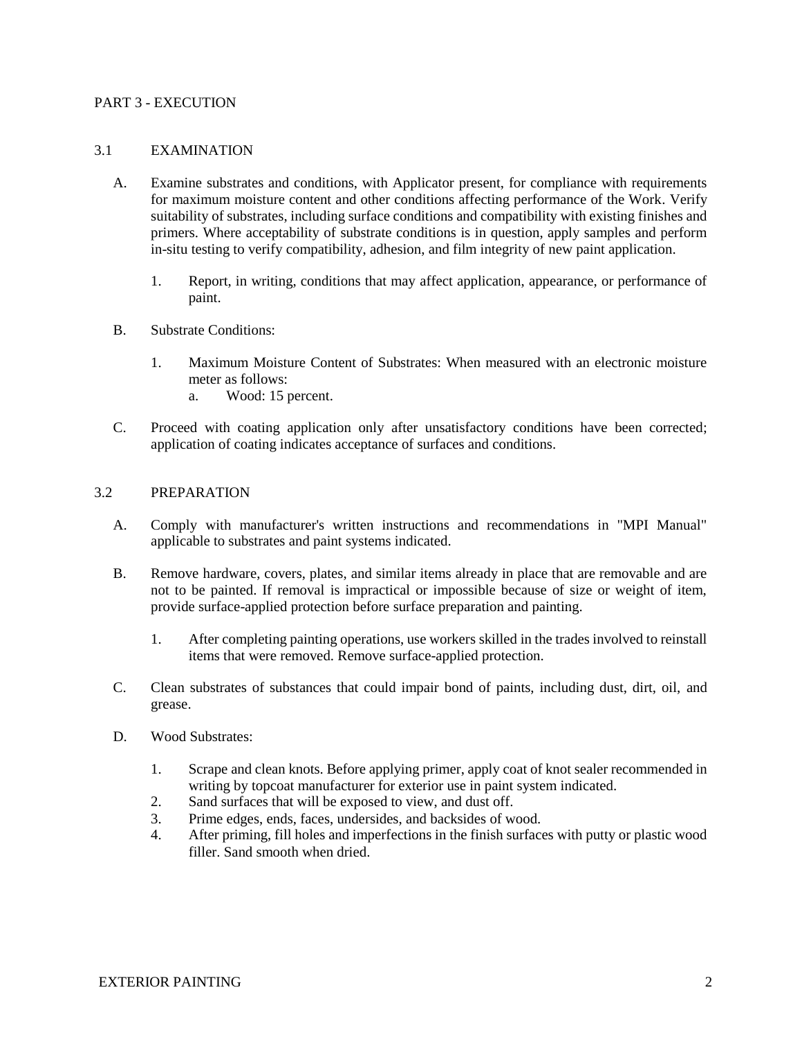## PART 3 - EXECUTION

### 3.1 EXAMINATION

A. Examine substrates and conditions, with Applicator present, for compliance with requirements for maximum moisture content and other conditions affecting performance of the Work. Verify suitability of substrates, including surface conditions and compatibility with existing finishes and primers. Where acceptability of substrate conditions is in question, apply samples and perform in-situ testing to verify compatibility, adhesion, and film integrity of new paint application.

   1. Report, in writing, conditions that may affect application, appearance, or performance of paint.

B. Substrate Conditions:

   1. Maximum Moisture Content of Substrates: When measured with an electronic moisture meter as follows:
      a. Wood: 15 percent.

C. Proceed with coating application only after unsatisfactory conditions have been corrected; application of coating indicates acceptance of surfaces and conditions.

### 3.2 PREPARATION

A. Comply with manufacturer's written instructions and recommendations in "MPI Manual" applicable to substrates and paint systems indicated.

B. Remove hardware, covers, plates, and similar items already in place that are removable and are not to be painted. If removal is impractical or impossible because of size or weight of item, provide surface-applied protection before surface preparation and painting.

   1. After completing painting operations, use workers skilled in the trades involved to reinstall items that were removed. Remove surface-applied protection.

C. Clean substrates of substances that could impair bond of paints, including dust, dirt, oil, and grease.

D. Wood Substrates:

   1. Scrape and clean knots. Before applying primer, apply coat of knot sealer recommended in writing by topcoat manufacturer for exterior use in paint system indicated.
   2. Sand surfaces that will be exposed to view, and dust off.
   3. Prime edges, ends, faces, undersides, and backsides of wood.
   4. After priming, fill holes and imperfections in the finish surfaces with putty or plastic wood filler. Sand smooth when dried.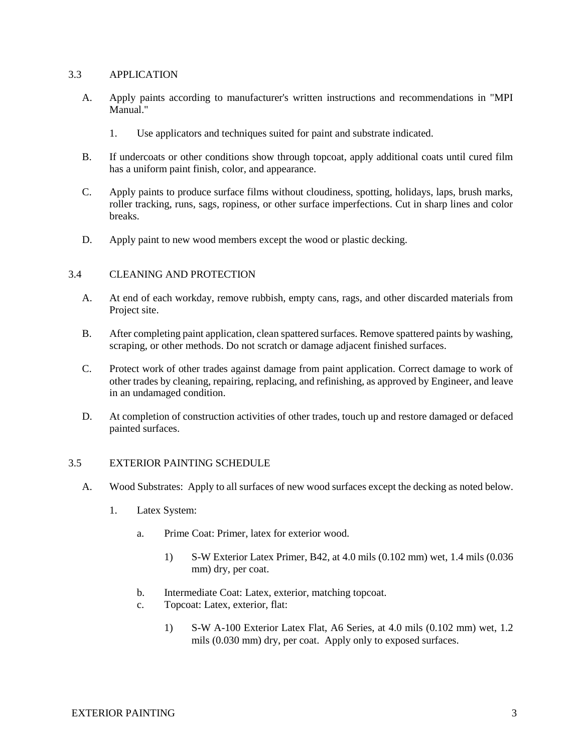## 3.3 APPLICATION

A. Apply paints according to manufacturer's written instructions and recommendations in "MPI Manual."

   1. Use applicators and techniques suited for paint and substrate indicated.

B. If undercoats or other conditions show through topcoat, apply additional coats until cured film has a uniform paint finish, color, and appearance.

C. Apply paints to produce surface films without cloudiness, spotting, holidays, laps, brush marks, roller tracking, runs, sags, ropiness, or other surface imperfections. Cut in sharp lines and color breaks.

D. Apply paint to new wood members except the wood or plastic decking.

## 3.4 CLEANING AND PROTECTION

A. At end of each workday, remove rubbish, empty cans, rags, and other discarded materials from Project site.

B. After completing paint application, clean spattered surfaces. Remove spattered paints by washing, scraping, or other methods. Do not scratch or damage adjacent finished surfaces.

C. Protect work of other trades against damage from paint application. Correct damage to work of other trades by cleaning, repairing, replacing, and refinishing, as approved by Engineer, and leave in an undamaged condition.

D. At completion of construction activities of other trades, touch up and restore damaged or defaced painted surfaces.

## 3.5 EXTERIOR PAINTING SCHEDULE

A. Wood Substrates: Apply to all surfaces of new wood surfaces except the decking as noted below.

   1. Latex System:

      a. Prime Coat: Primer, latex for exterior wood.

         1) S-W Exterior Latex Primer, B42, at 4.0 mils (0.102 mm) wet, 1.4 mils (0.036 mm) dry, per coat.

      b. Intermediate Coat: Latex, exterior, matching topcoat.

      c. Topcoat: Latex, exterior, flat:

         1) S-W A-100 Exterior Latex Flat, A6 Series, at 4.0 mils (0.102 mm) wet, 1.2 mils (0.030 mm) dry, per coat. Apply only to exposed surfaces.